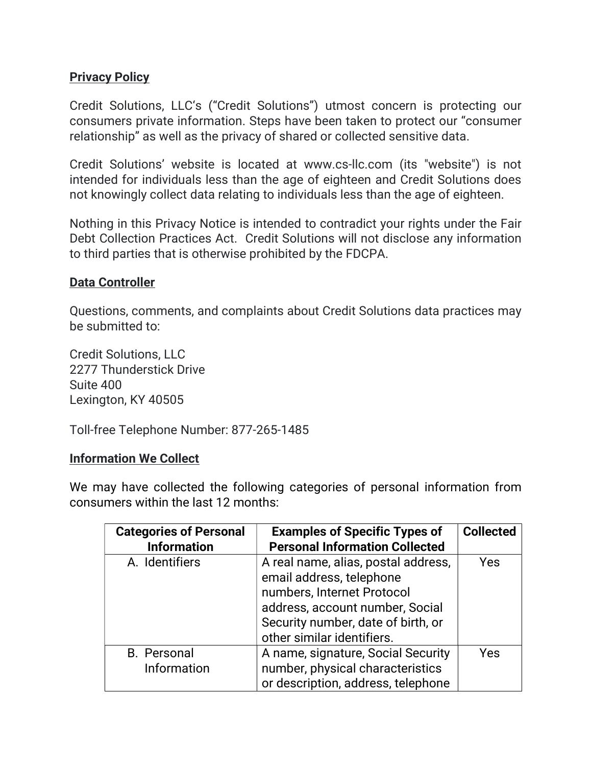**Privacy Policy**

Credit Solutions, LLC's ("Credit Solutions") utmost concern is protecting our consumers private information. Steps have been taken to protect our "consumer relationship" as well as the privacy of shared or collected sensitive data.

Credit Solutions' website is located at www.cs-llc.com (its "website") is not intended for individuals less than the age of eighteen and Credit Solutions does not knowingly collect data relating to individuals less than the age of eighteen.

Nothing in this Privacy Notice is intended to contradict your rights under the Fair Debt Collection Practices Act. Credit Solutions will not disclose any information to third parties that is otherwise prohibited by the FDCPA.

**Data Controller**

Questions, comments, and complaints about Credit Solutions data practices may be submitted to:

Credit Solutions, LLC
2277 Thunderstick Drive
Suite 400
Lexington, KY 40505

Toll-free Telephone Number: 877-265-1485

**Information We Collect**

We may have collected the following categories of personal information from consumers within the last 12 months:

| Categories of Personal Information | Examples of Specific Types of Personal Information Collected | Collected |
|---|---|---|
| A. Identifiers | A real name, alias, postal address, email address, telephone numbers, Internet Protocol address, account number, Social Security number, date of birth, or other similar identifiers. | Yes |
| B. Personal Information | A name, signature, Social Security number, physical characteristics or description, address, telephone | Yes |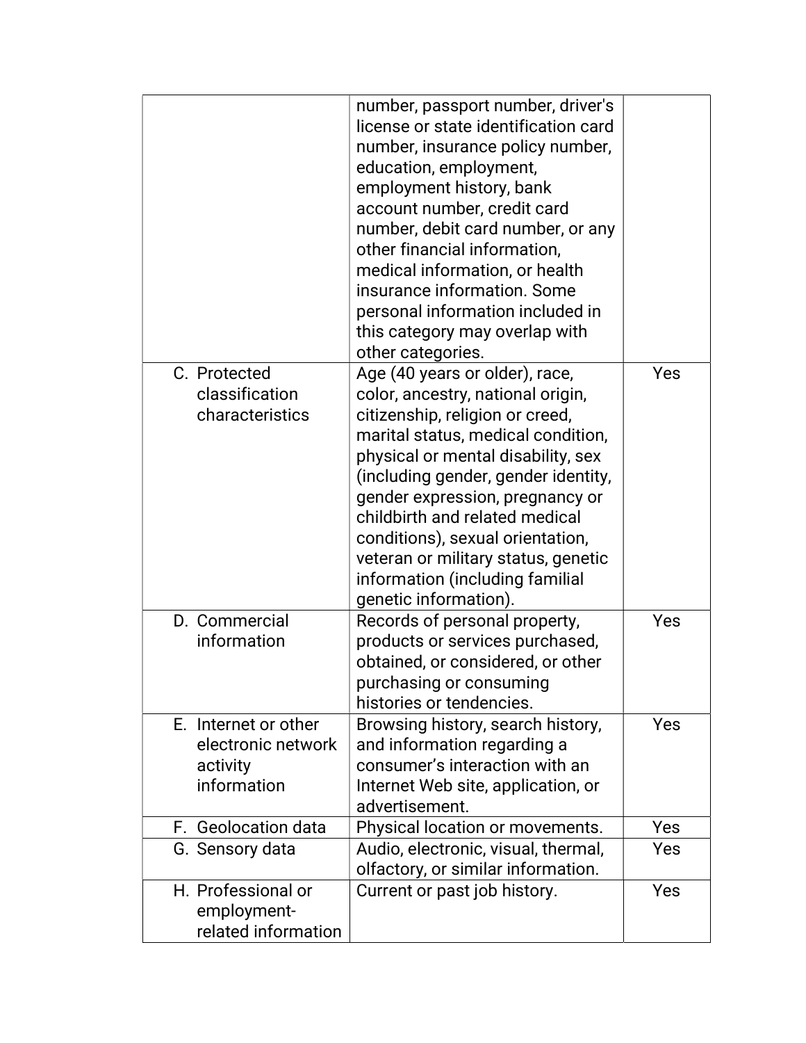| | | |
|---|---|---|
| | number, passport number, driver's license or state identification card number, insurance policy number, education, employment, employment history, bank account number, credit card number, debit card number, or any other financial information, medical information, or health insurance information. Some personal information included in this category may overlap with other categories. | |
| C. Protected classification characteristics | Age (40 years or older), race, color, ancestry, national origin, citizenship, religion or creed, marital status, medical condition, physical or mental disability, sex (including gender, gender identity, gender expression, pregnancy or childbirth and related medical conditions), sexual orientation, veteran or military status, genetic information (including familial genetic information). | Yes |
| D. Commercial information | Records of personal property, products or services purchased, obtained, or considered, or other purchasing or consuming histories or tendencies. | Yes |
| E. Internet or other electronic network activity information | Browsing history, search history, and information regarding a consumer's interaction with an Internet Web site, application, or advertisement. | Yes |
| F. Geolocation data | Physical location or movements. | Yes |
| G. Sensory data | Audio, electronic, visual, thermal, olfactory, or similar information. | Yes |
| H. Professional or employment-related information | Current or past job history. | Yes |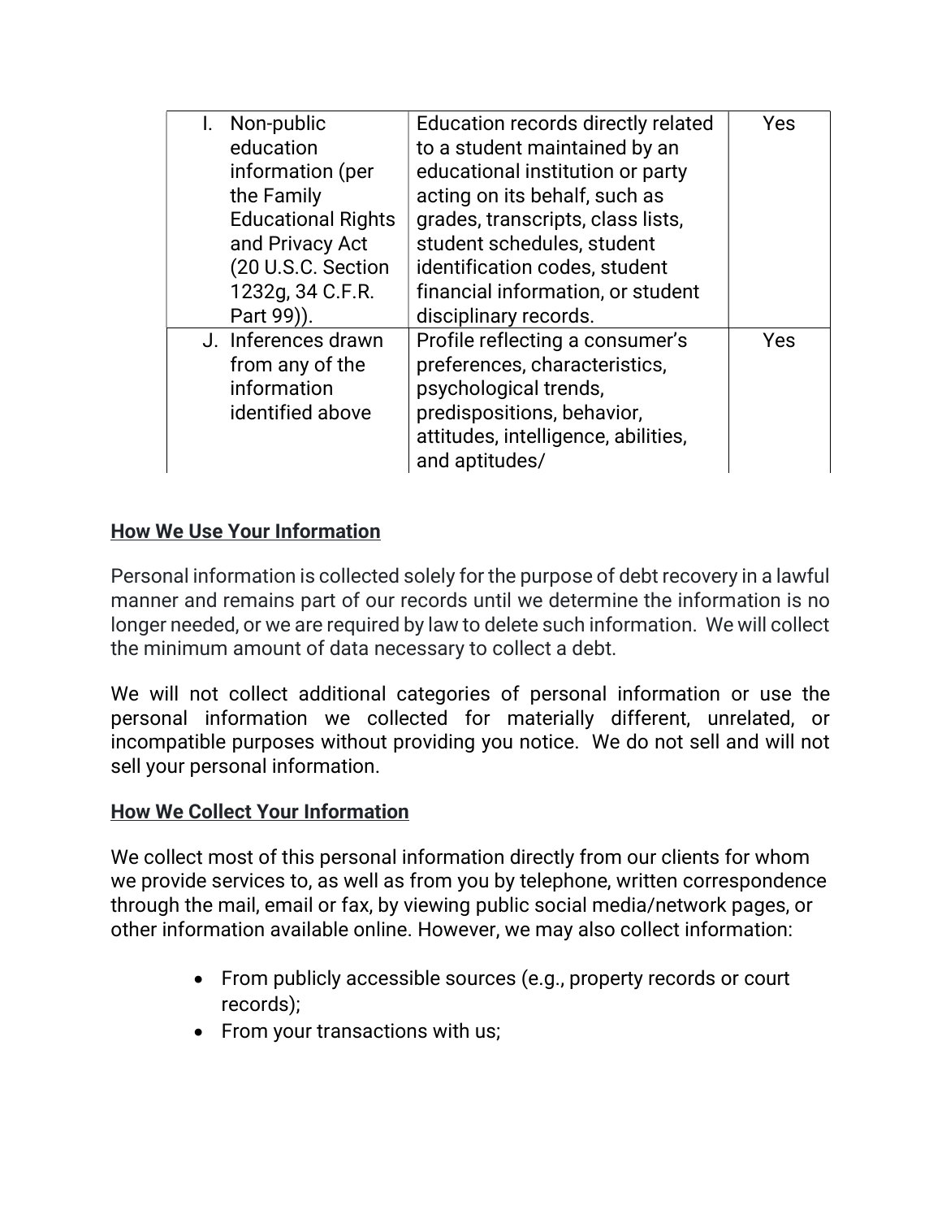| | | |
|---|---|---|
| I. Non-public education information (per the Family Educational Rights and Privacy Act (20 U.S.C. Section 1232g, 34 C.F.R. Part 99)). | Education records directly related to a student maintained by an educational institution or party acting on its behalf, such as grades, transcripts, class lists, student schedules, student identification codes, student financial information, or student disciplinary records. | Yes |
| J. Inferences drawn from any of the information identified above | Profile reflecting a consumer's preferences, characteristics, psychological trends, predispositions, behavior, attitudes, intelligence, abilities, and aptitudes/ | Yes |

**How We Use Your Information**

Personal information is collected solely for the purpose of debt recovery in a lawful manner and remains part of our records until we determine the information is no longer needed, or we are required by law to delete such information. We will collect the minimum amount of data necessary to collect a debt.

We will not collect additional categories of personal information or use the personal information we collected for materially different, unrelated, or incompatible purposes without providing you notice. We do not sell and will not sell your personal information.

**How We Collect Your Information**

We collect most of this personal information directly from our clients for whom we provide services to, as well as from you by telephone, written correspondence through the mail, email or fax, by viewing public social media/network pages, or other information available online. However, we may also collect information:

- From publicly accessible sources (e.g., property records or court records);
- From your transactions with us;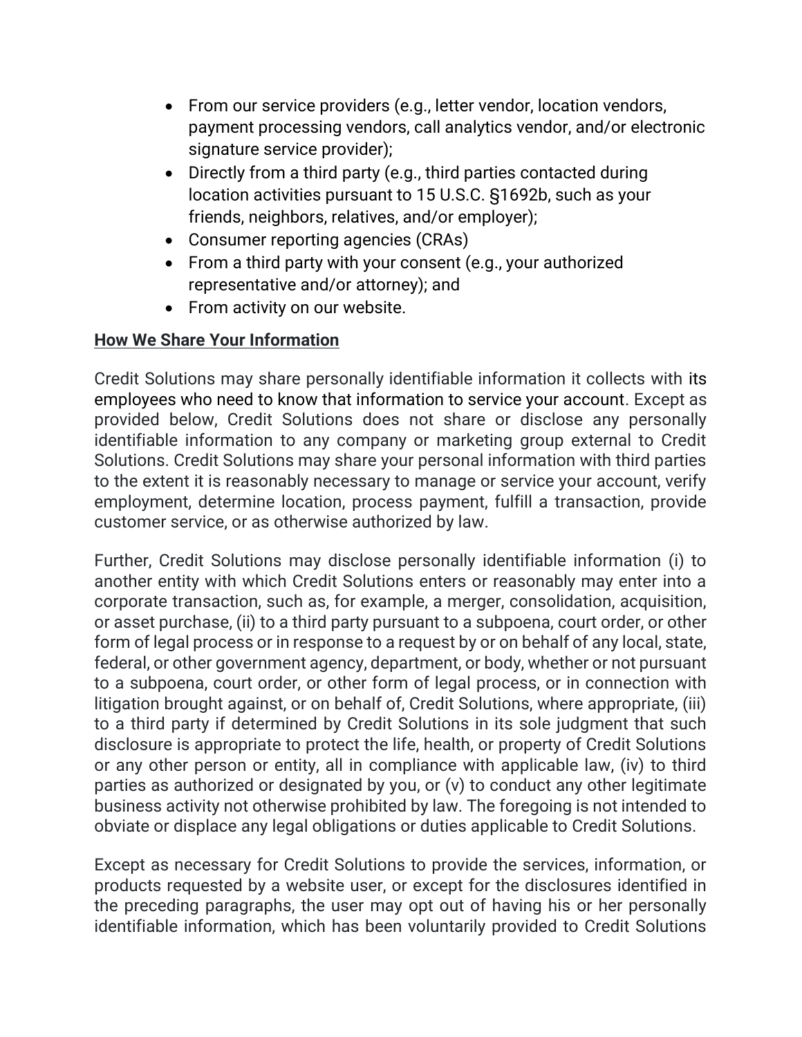- From our service providers (e.g., letter vendor, location vendors, payment processing vendors, call analytics vendor, and/or electronic signature service provider);
- Directly from a third party (e.g., third parties contacted during location activities pursuant to 15 U.S.C. §1692b, such as your friends, neighbors, relatives, and/or employer);
- Consumer reporting agencies (CRAs)
- From a third party with your consent (e.g., your authorized representative and/or attorney); and
- From activity on our website.

**How We Share Your Information**

Credit Solutions may share personally identifiable information it collects with its employees who need to know that information to service your account. Except as provided below, Credit Solutions does not share or disclose any personally identifiable information to any company or marketing group external to Credit Solutions. Credit Solutions may share your personal information with third parties to the extent it is reasonably necessary to manage or service your account, verify employment, determine location, process payment, fulfill a transaction, provide customer service, or as otherwise authorized by law.

Further, Credit Solutions may disclose personally identifiable information (i) to another entity with which Credit Solutions enters or reasonably may enter into a corporate transaction, such as, for example, a merger, consolidation, acquisition, or asset purchase, (ii) to a third party pursuant to a subpoena, court order, or other form of legal process or in response to a request by or on behalf of any local, state, federal, or other government agency, department, or body, whether or not pursuant to a subpoena, court order, or other form of legal process, or in connection with litigation brought against, or on behalf of, Credit Solutions, where appropriate, (iii) to a third party if determined by Credit Solutions in its sole judgment that such disclosure is appropriate to protect the life, health, or property of Credit Solutions or any other person or entity, all in compliance with applicable law, (iv) to third parties as authorized or designated by you, or (v) to conduct any other legitimate business activity not otherwise prohibited by law. The foregoing is not intended to obviate or displace any legal obligations or duties applicable to Credit Solutions.

Except as necessary for Credit Solutions to provide the services, information, or products requested by a website user, or except for the disclosures identified in the preceding paragraphs, the user may opt out of having his or her personally identifiable information, which has been voluntarily provided to Credit Solutions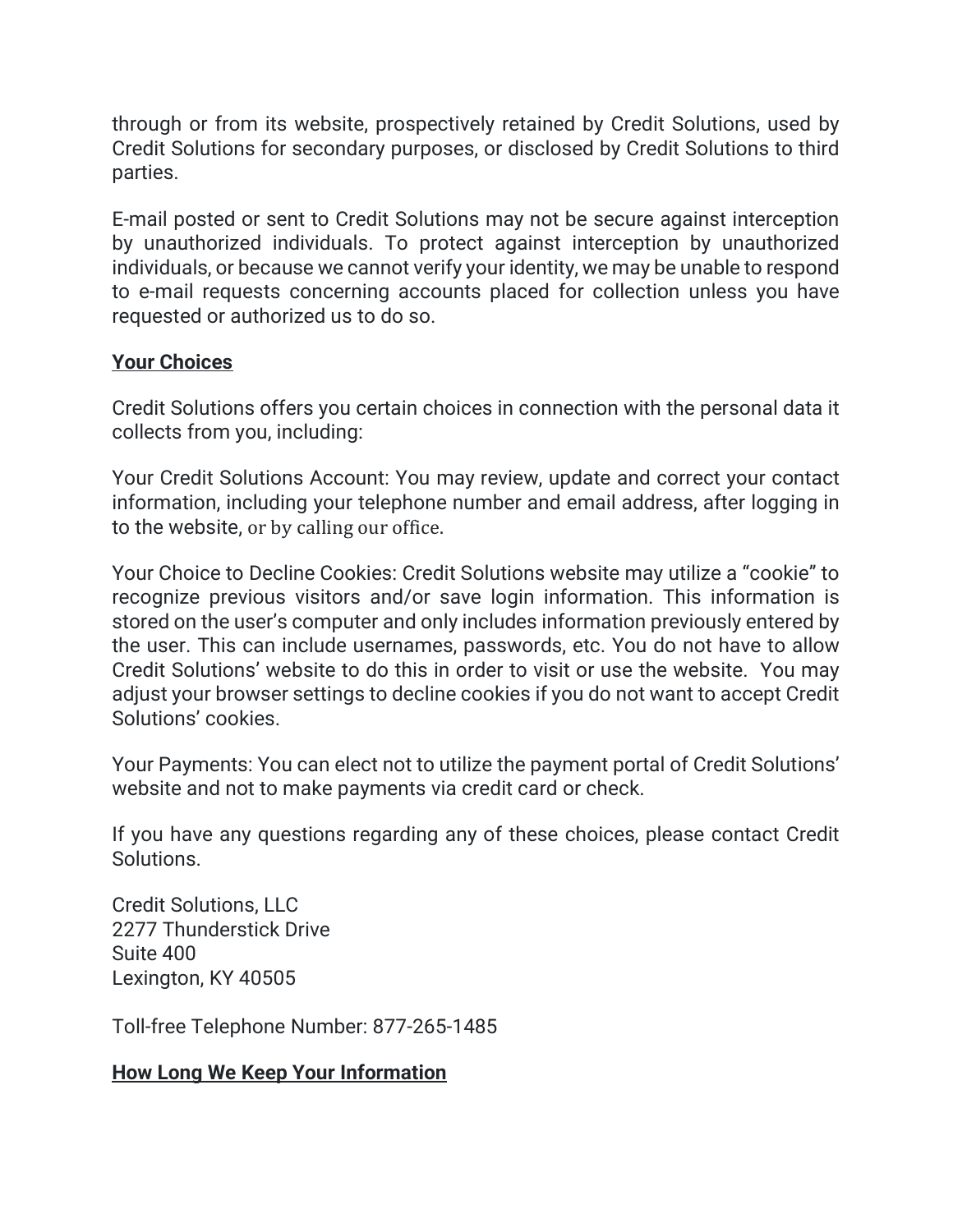through or from its website, prospectively retained by Credit Solutions, used by Credit Solutions for secondary purposes, or disclosed by Credit Solutions to third parties.

E-mail posted or sent to Credit Solutions may not be secure against interception by unauthorized individuals. To protect against interception by unauthorized individuals, or because we cannot verify your identity, we may be unable to respond to e-mail requests concerning accounts placed for collection unless you have requested or authorized us to do so.

**<u>Your Choices</u>**

Credit Solutions offers you certain choices in connection with the personal data it collects from you, including:

Your Credit Solutions Account: You may review, update and correct your contact information, including your telephone number and email address, after logging in to the website, or by calling our office.

Your Choice to Decline Cookies: Credit Solutions website may utilize a "cookie" to recognize previous visitors and/or save login information. This information is stored on the user's computer and only includes information previously entered by the user. This can include usernames, passwords, etc. You do not have to allow Credit Solutions' website to do this in order to visit or use the website. You may adjust your browser settings to decline cookies if you do not want to accept Credit Solutions' cookies.

Your Payments: You can elect not to utilize the payment portal of Credit Solutions' website and not to make payments via credit card or check.

If you have any questions regarding any of these choices, please contact Credit Solutions.

Credit Solutions, LLC
2277 Thunderstick Drive
Suite 400
Lexington, KY 40505

Toll-free Telephone Number: 877-265-1485

**<u>How Long We Keep Your Information</u>**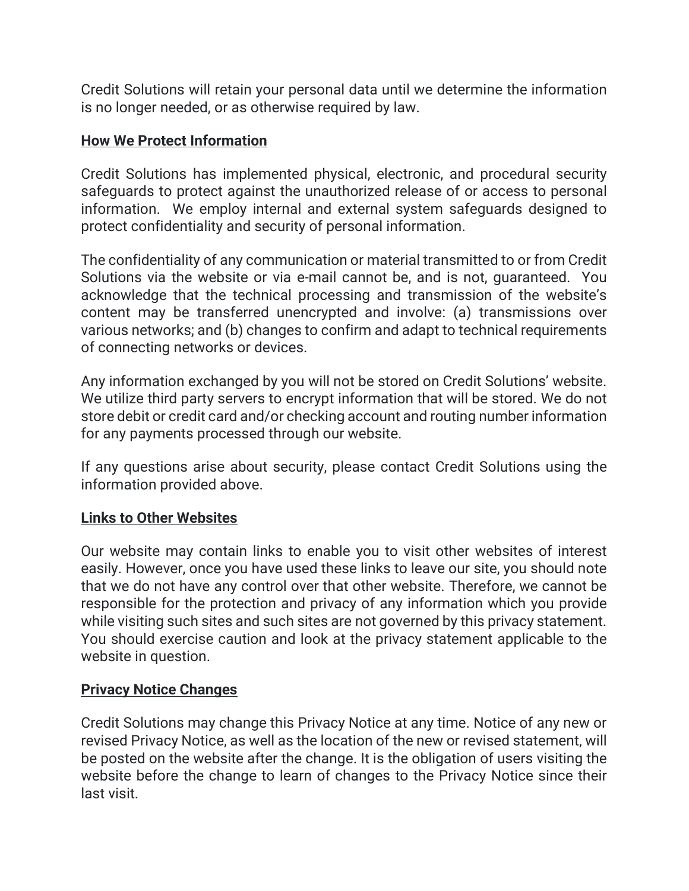Credit Solutions will retain your personal data until we determine the information is no longer needed, or as otherwise required by law.

## How We Protect Information

Credit Solutions has implemented physical, electronic, and procedural security safeguards to protect against the unauthorized release of or access to personal information. We employ internal and external system safeguards designed to protect confidentiality and security of personal information.

The confidentiality of any communication or material transmitted to or from Credit Solutions via the website or via e-mail cannot be, and is not, guaranteed. You acknowledge that the technical processing and transmission of the website's content may be transferred unencrypted and involve: (a) transmissions over various networks; and (b) changes to confirm and adapt to technical requirements of connecting networks or devices.

Any information exchanged by you will not be stored on Credit Solutions' website. We utilize third party servers to encrypt information that will be stored. We do not store debit or credit card and/or checking account and routing number information for any payments processed through our website.

If any questions arise about security, please contact Credit Solutions using the information provided above.

## Links to Other Websites

Our website may contain links to enable you to visit other websites of interest easily. However, once you have used these links to leave our site, you should note that we do not have any control over that other website. Therefore, we cannot be responsible for the protection and privacy of any information which you provide while visiting such sites and such sites are not governed by this privacy statement. You should exercise caution and look at the privacy statement applicable to the website in question.

## Privacy Notice Changes

Credit Solutions may change this Privacy Notice at any time. Notice of any new or revised Privacy Notice, as well as the location of the new or revised statement, will be posted on the website after the change. It is the obligation of users visiting the website before the change to learn of changes to the Privacy Notice since their last visit.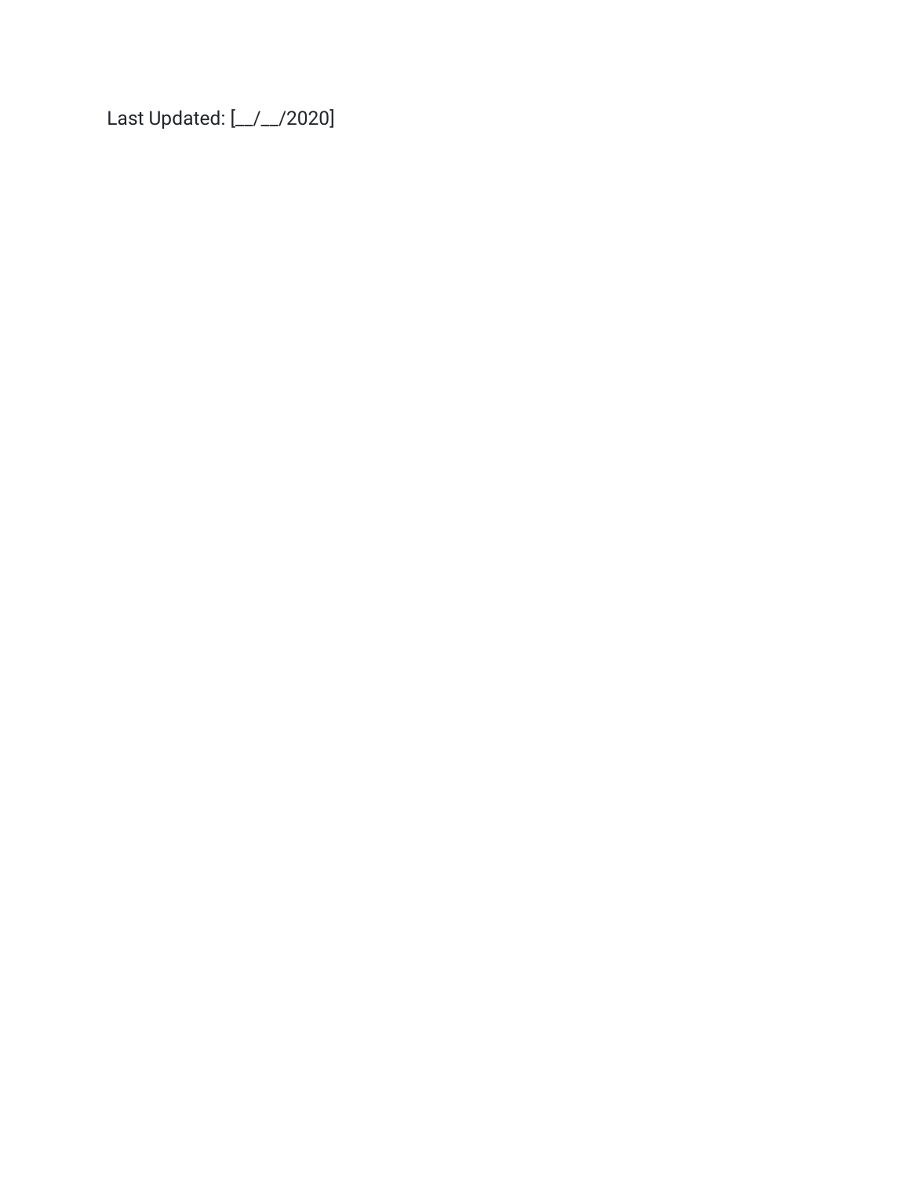Last Updated: [__/__/2020]